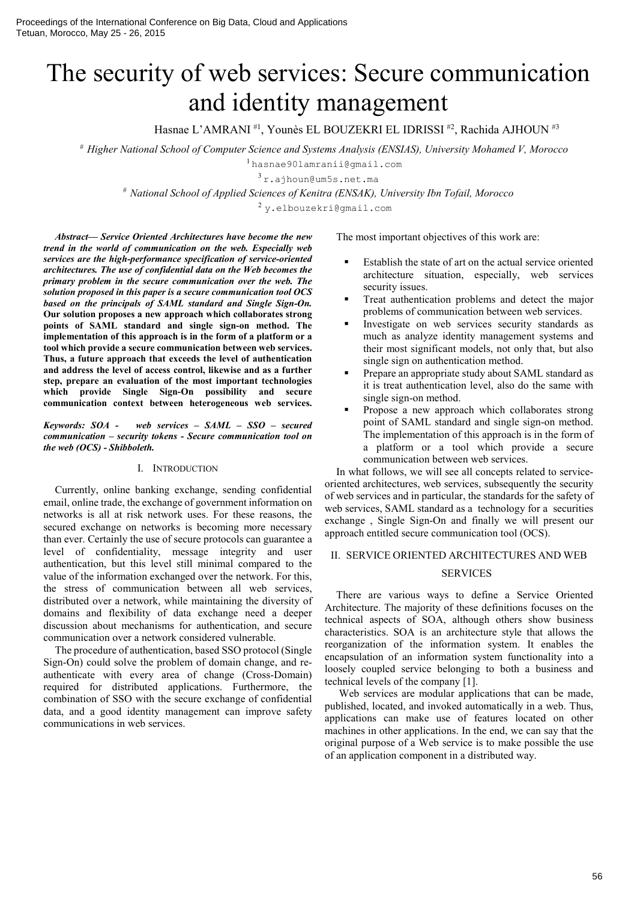# The security of web services: Secure communication and identity management

Hasnae L'AMRANI [#1], Younès EL BOUZEKRI EL IDRISSI [#2], Rachida AJHOUN [#3]

[#] *Higher National School of Computer Science and Systems Analysis (ENSIAS), University Mohamed V, Morocco*

[1] hasnae90lamranii@gmail.com

[3] r.ajhoun@um5s.net.ma

[#] *National School of Applied Sciences of Kenitra (ENSAK), University Ibn Tofail, Morocco*

[2] y.elbouzekri@gmail.com

***Abstract*— *Service Oriented Architectures have become the new trend in the world of communication on the web. Especially web services are the high-performance specification of service-oriented architectures. The use of confidential data on the Web becomes the primary problem in the secure communication over the web. The solution proposed in this paper is a secure communication tool OCS based on the principals of SAML standard and Single Sign-On.* Our solution proposes a new approach which collaborates strong points of SAML standard and single sign-on method. The implementation of this approach is in the form of a platform or a tool which provide a secure communication between web services. Thus, a future approach that exceeds the level of authentication and address the level of access control, likewise and as a further step, prepare an evaluation of the most important technologies which provide Single Sign-On possibility and secure communication context between heterogeneous web services.**

***Keywords: SOA - web services – SAML – SSO – secured communication – security tokens - Secure communication tool on the web (OCS) - Shibboleth.***

## I. Introduction

Currently, online banking exchange, sending confidential email, online trade, the exchange of government information on networks is all at risk network uses. For these reasons, the secured exchange on networks is becoming more necessary than ever. Certainly the use of secure protocols can guarantee a level of confidentiality, message integrity and user authentication, but this level still minimal compared to the value of the information exchanged over the network. For this, the stress of communication between all web services, distributed over a network, while maintaining the diversity of domains and flexibility of data exchange need a deeper discussion about mechanisms for authentication, and secure communication over a network considered vulnerable.

The procedure of authentication, based SSO protocol (Single Sign-On) could solve the problem of domain change, and re-authenticate with every area of change (Cross-Domain) required for distributed applications. Furthermore, the combination of SSO with the secure exchange of confidential data, and a good identity management can improve safety communications in web services.

The most important objectives of this work are:

- Establish the state of art on the actual service oriented architecture situation, especially, web services security issues.
- Treat authentication problems and detect the major problems of communication between web services.
- Investigate on web services security standards as much as analyze identity management systems and their most significant models, not only that, but also single sign on authentication method.
- Prepare an appropriate study about SAML standard as it is treat authentication level, also do the same with single sign-on method.
- Propose a new approach which collaborates strong point of SAML standard and single sign-on method. The implementation of this approach is in the form of a platform or a tool which provide a secure communication between web services.

In what follows, we will see all concepts related to service-oriented architectures, web services, subsequently the security of web services and in particular, the standards for the safety of web services, SAML standard as a technology for a securities exchange , Single Sign-On and finally we will present our approach entitled secure communication tool (OCS).

## II. Service Oriented Architectures and Web Services

There are various ways to define a Service Oriented Architecture. The majority of these definitions focuses on the technical aspects of SOA, although others show business characteristics. SOA is an architecture style that allows the reorganization of the information system. It enables the encapsulation of an information system functionality into a loosely coupled service belonging to both a business and technical levels of the company [1].

Web services are modular applications that can be made, published, located, and invoked automatically in a web. Thus, applications can make use of features located on other machines in other applications. In the end, we can say that the original purpose of a Web service is to make possible the use of an application component in a distributed way.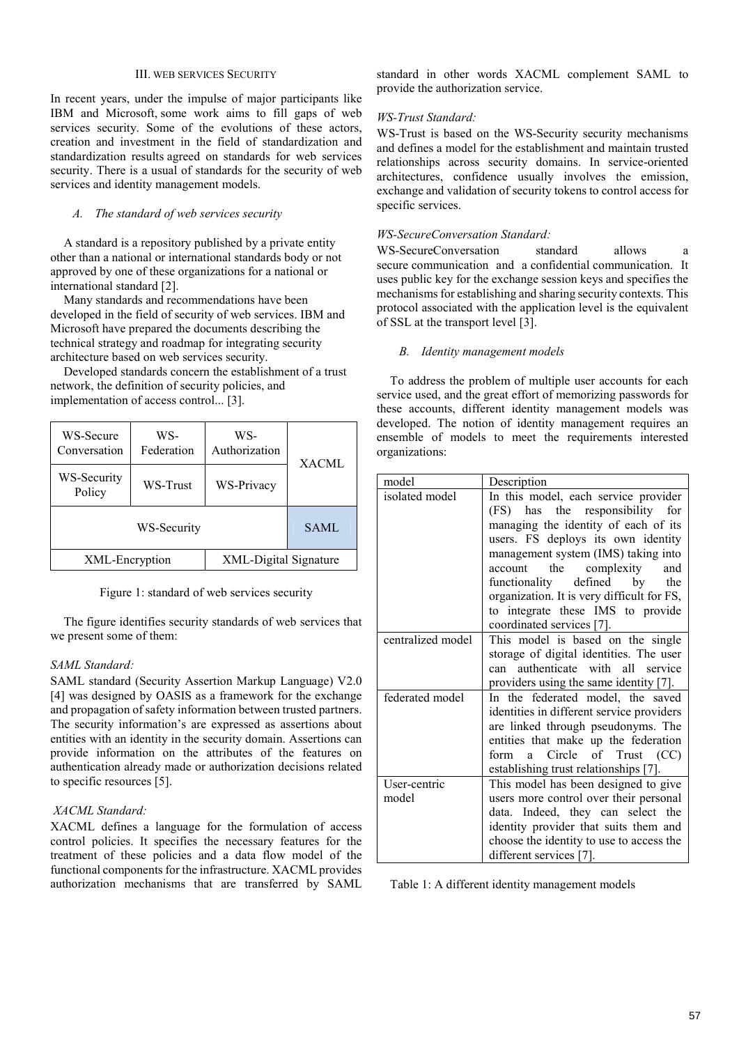## III. WEB SERVICES SECURITY

In recent years, under the impulse of major participants like IBM and Microsoft, some work aims to fill gaps of web services security. Some of the evolutions of these actors, creation and investment in the field of standardization and standardization results agreed on standards for web services security. There is a usual of standards for the security of web services and identity management models.

### *A. The standard of web services security*

A standard is a repository published by a private entity other than a national or international standards body or not approved by one of these organizations for a national or international standard [2].

Many standards and recommendations have been developed in the field of security of web services. IBM and Microsoft have prepared the documents describing the technical strategy and roadmap for integrating security architecture based on web services security.

Developed standards concern the establishment of a trust network, the definition of security policies, and implementation of access control... [3].

| WS-Secure Conversation | WS-Federation | WS-Authorization | XACML |
|---|---|---|---|
| WS-Security Policy | WS-Trust | WS-Privacy | |
| WS-Security | | | SAML |
| XML-Encryption | | XML-Digital Signature | |

Figure 1: standard of web services security

The figure identifies security standards of web services that we present some of them:

*SAML Standard:*

SAML standard (Security Assertion Markup Language) V2.0 [4] was designed by OASIS as a framework for the exchange and propagation of safety information between trusted partners. The security information's are expressed as assertions about entities with an identity in the security domain. Assertions can provide information on the attributes of the features on authentication already made or authorization decisions related to specific resources [5].

*XACML Standard:*

XACML defines a language for the formulation of access control policies. It specifies the necessary features for the treatment of these policies and a data flow model of the functional components for the infrastructure. XACML provides authorization mechanisms that are transferred by SAML standard in other words XACML complement SAML to provide the authorization service.

*WS-Trust Standard:*

WS-Trust is based on the WS-Security security mechanisms and defines a model for the establishment and maintain trusted relationships across security domains. In service-oriented architectures, confidence usually involves the emission, exchange and validation of security tokens to control access for specific services.

*WS-SecureConversation Standard:*

WS-SecureConversation standard allows a secure communication and a confidential communication. It uses public key for the exchange session keys and specifies the mechanisms for establishing and sharing security contexts. This protocol associated with the application level is the equivalent of SSL at the transport level [3].

### *B. Identity management models*

To address the problem of multiple user accounts for each service used, and the great effort of memorizing passwords for these accounts, different identity management models was developed. The notion of identity management requires an ensemble of models to meet the requirements interested organizations:

| model | Description |
|---|---|
| isolated model | In this model, each service provider (FS) has the responsibility for managing the identity of each of its users. FS deploys its own identity management system (IMS) taking into account the complexity and functionality defined by the organization. It is very difficult for FS, to integrate these IMS to provide coordinated services [7]. |
| centralized model | This model is based on the single storage of digital identities. The user can authenticate with all service providers using the same identity [7]. |
| federated model | In the federated model, the saved identities in different service providers are linked through pseudonyms. The entities that make up the federation form a Circle of Trust (CC) establishing trust relationships [7]. |
| User-centric model | This model has been designed to give users more control over their personal data. Indeed, they can select the identity provider that suits them and choose the identity to use to access the different services [7]. |

Table 1: A different identity management models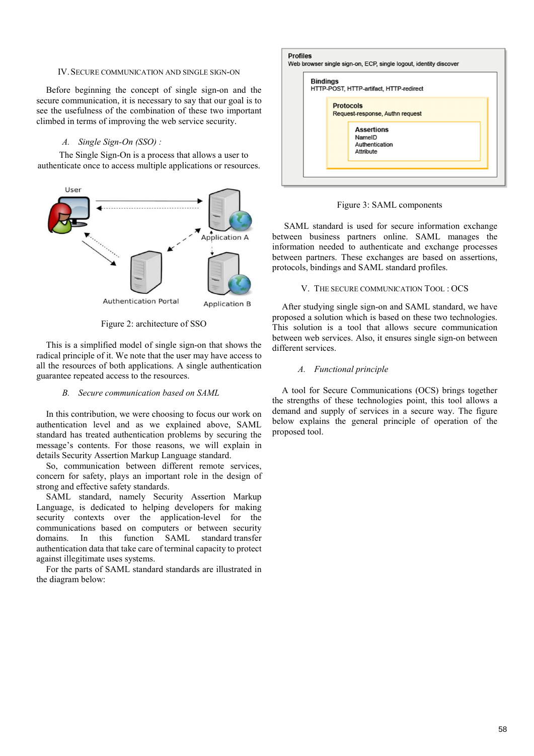## IV. SECURE COMMUNICATION AND SINGLE SIGN-ON

Before beginning the concept of single sign-on and the secure communication, it is necessary to say that our goal is to see the usefulness of the combination of these two important climbed in terms of improving the web service security.

### *A. Single Sign-On (SSO) :*

The Single Sign-On is a process that allows a user to authenticate once to access multiple applications or resources.

Figure 2: architecture of SSO

This is a simplified model of single sign-on that shows the radical principle of it. We note that the user may have access to all the resources of both applications. A single authentication guarantee repeated access to the resources.

### *B. Secure communication based on SAML*

In this contribution, we were choosing to focus our work on authentication level and as we explained above, SAML standard has treated authentication problems by securing the message's contents. For those reasons, we will explain in details Security Assertion Markup Language standard.

So, communication between different remote services, concern for safety, plays an important role in the design of strong and effective safety standards.

SAML standard, namely Security Assertion Markup Language, is dedicated to helping developers for making security contexts over the application-level for the communications based on computers or between security domains. In this function SAML standard transfer authentication data that take care of terminal capacity to protect against illegitimate uses systems.

For the parts of SAML standard standards are illustrated in the diagram below:

Figure 3: SAML components

SAML standard is used for secure information exchange between business partners online. SAML manages the information needed to authenticate and exchange processes between partners. These exchanges are based on assertions, protocols, bindings and SAML standard profiles.

## V. THE SECURE COMMUNICATION TOOL : OCS

After studying single sign-on and SAML standard, we have proposed a solution which is based on these two technologies. This solution is a tool that allows secure communication between web services. Also, it ensures single sign-on between different services.

### *A. Functional principle*

A tool for Secure Communications (OCS) brings together the strengths of these technologies point, this tool allows a demand and supply of services in a secure way. The figure below explains the general principle of operation of the proposed tool.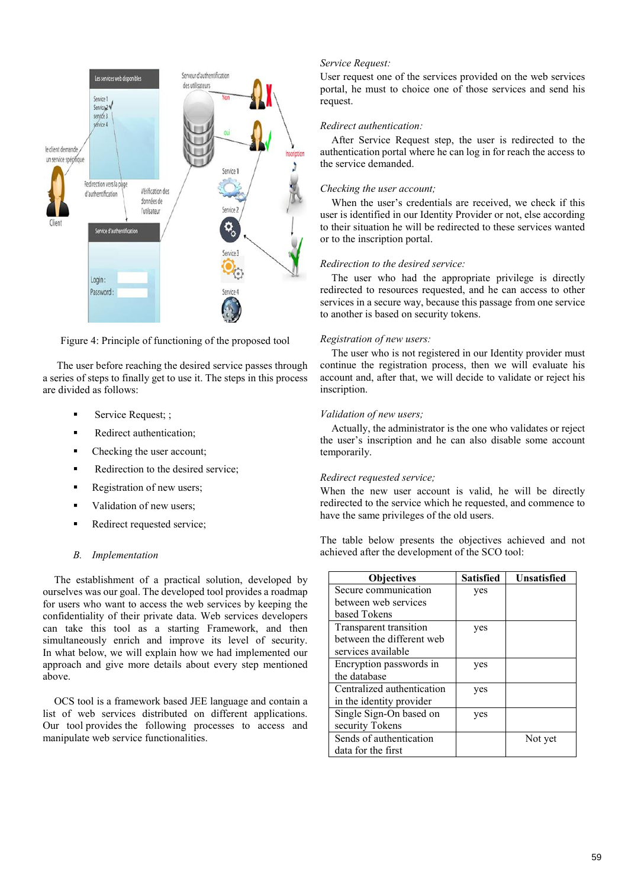Figure 4: Principle of functioning of the proposed tool

The user before reaching the desired service passes through a series of steps to finally get to use it. The steps in this process are divided as follows:

- Service Request; ;
- Redirect authentication;
- Checking the user account;
- Redirection to the desired service;
- Registration of new users;
- Validation of new users;
- Redirect requested service;

### *B. Implementation*

The establishment of a practical solution, developed by ourselves was our goal. The developed tool provides a roadmap for users who want to access the web services by keeping the confidentiality of their private data. Web services developers can take this tool as a starting Framework, and then simultaneously enrich and improve its level of security. In what below, we will explain how we had implemented our approach and give more details about every step mentioned above.

OCS tool is a framework based JEE language and contain a list of web services distributed on different applications. Our tool provides the following processes to access and manipulate web service functionalities.

*Service Request:*
User request one of the services provided on the web services portal, he must to choice one of those services and send his request.

*Redirect authentication:*
After Service Request step, the user is redirected to the authentication portal where he can log in for reach the access to the service demanded.

*Checking the user account;*
When the user's credentials are received, we check if this user is identified in our Identity Provider or not, else according to their situation he will be redirected to these services wanted or to the inscription portal.

*Redirection to the desired service:*
The user who had the appropriate privilege is directly redirected to resources requested, and he can access to other services in a secure way, because this passage from one service to another is based on security tokens.

*Registration of new users:*
The user who is not registered in our Identity provider must continue the registration process, then we will evaluate his account and, after that, we will decide to validate or reject his inscription.

*Validation of new users;*
Actually, the administrator is the one who validates or reject the user's inscription and he can also disable some account temporarily.

*Redirect requested service;*
When the new user account is valid, he will be directly redirected to the service which he requested, and commence to have the same privileges of the old users.

The table below presents the objectives achieved and not achieved after the development of the SCO tool:

| Objectives | Satisfied | Unsatisfied |
|---|---|---|
| Secure communication between web services based Tokens | yes | |
| Transparent transition between the different web services available | yes | |
| Encryption passwords in the database | yes | |
| Centralized authentication in the identity provider | yes | |
| Single Sign-On based on security Tokens | yes | |
| Sends of authentication data for the first | | Not yet |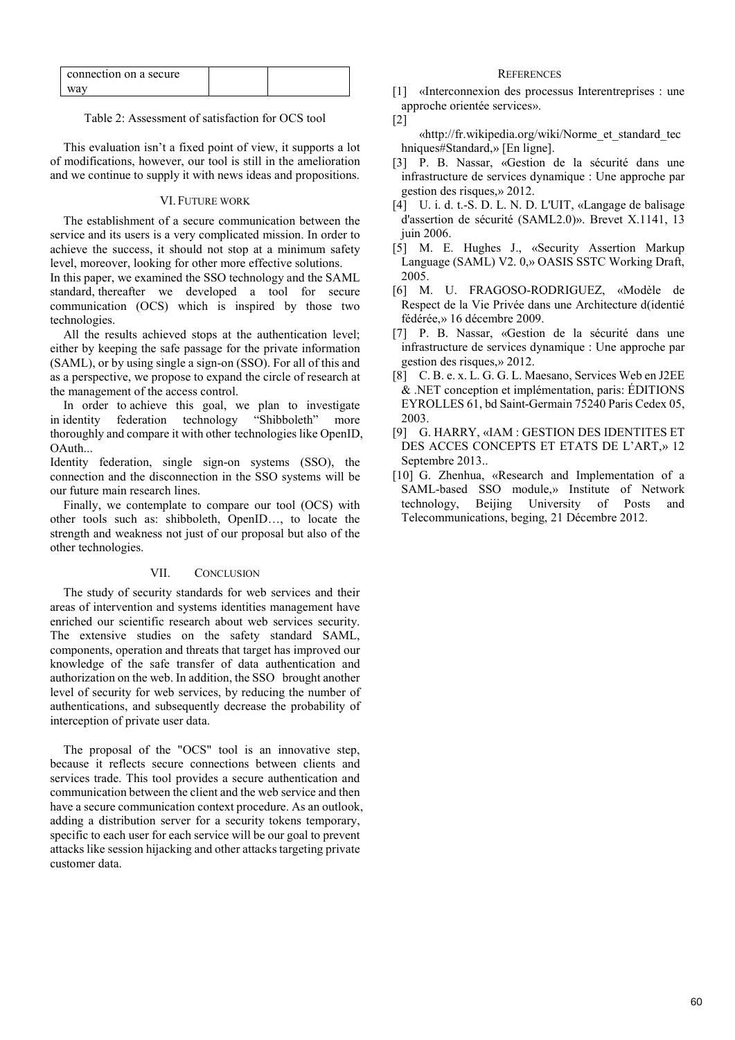| | | |
|---|---|---|
| connection on a secure way | | |

Table 2: Assessment of satisfaction for OCS tool

This evaluation isn't a fixed point of view, it supports a lot of modifications, however, our tool is still in the amelioration and we continue to supply it with news ideas and propositions.

## VI. Future work

The establishment of a secure communication between the service and its users is a very complicated mission. In order to achieve the success, it should not stop at a minimum safety level, moreover, looking for other more effective solutions.
In this paper, we examined the SSO technology and the SAML standard, thereafter we developed a tool for secure communication (OCS) which is inspired by those two technologies.

All the results achieved stops at the authentication level; either by keeping the safe passage for the private information (SAML), or by using single a sign-on (SSO). For all of this and as a perspective, we propose to expand the circle of research at the management of the access control.

In order to achieve this goal, we plan to investigate in identity federation technology "Shibboleth" more thoroughly and compare it with other technologies like OpenID, OAuth...
Identity federation, single sign-on systems (SSO), the connection and the disconnection in the SSO systems will be our future main research lines.

Finally, we contemplate to compare our tool (OCS) with other tools such as: shibboleth, OpenID…, to locate the strength and weakness not just of our proposal but also of the other technologies.

## VII. Conclusion

The study of security standards for web services and their areas of intervention and systems identities management have enriched our scientific research about web services security. The extensive studies on the safety standard SAML, components, operation and threats that target has improved our knowledge of the safe transfer of data authentication and authorization on the web. In addition, the SSO brought another level of security for web services, by reducing the number of authentications, and subsequently decrease the probability of interception of private user data.

The proposal of the "OCS" tool is an innovative step, because it reflects secure connections between clients and services trade. This tool provides a secure authentication and communication between the client and the web service and then have a secure communication context procedure. As an outlook, adding a distribution server for a security tokens temporary, specific to each user for each service will be our goal to prevent attacks like session hijacking and other attacks targeting private customer data.

## References

[1] «Interconnexion des processus Interentreprises : une approche orientée services».

[2] «http://fr.wikipedia.org/wiki/Norme_et_standard_techniques#Standard,» [En ligne].

[3] P. B. Nassar, «Gestion de la sécurité dans une infrastructure de services dynamique : Une approche par gestion des risques,» 2012.

[4] U. i. d. t.-S. D. L. N. D. L'UIT, «Langage de balisage d'assertion de sécurité (SAML2.0)». Brevet X.1141, 13 juin 2006.

[5] M. E. Hughes J., «Security Assertion Markup Language (SAML) V2. 0,» OASIS SSTC Working Draft, 2005.

[6] M. U. FRAGOSO-RODRIGUEZ, «Modèle de Respect de la Vie Privée dans une Architecture d(identié fédérée,» 16 décembre 2009.

[7] P. B. Nassar, «Gestion de la sécurité dans une infrastructure de services dynamique : Une approche par gestion des risques,» 2012.

[8] C. B. e. x. L. G. G. L. Maesano, Services Web en J2EE & .NET conception et implémentation, paris: ÉDITIONS EYROLLES 61, bd Saint-Germain 75240 Paris Cedex 05, 2003.

[9] G. HARRY, «IAM : GESTION DES IDENTITES ET DES ACCES CONCEPTS ET ETATS DE L'ART,» 12 Septembre 2013..

[10] G. Zhenhua, «Research and Implementation of a SAML-based SSO module,» Institute of Network technology, Beijing University of Posts and Telecommunications, beging, 21 Décembre 2012.